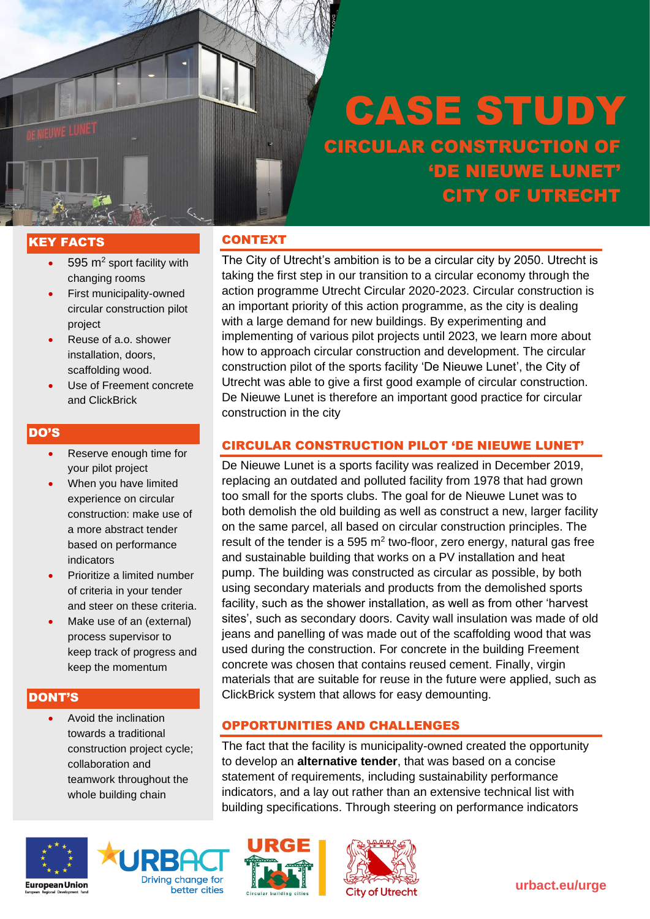# CASE STUDY

## CIRCULAR CONSTRUCTION OF 'DE NIEUWE LUNET' CITY OF UTRECHT

### KEY FACTS

- 595 $m^2$ sport facility with changing rooms
- First municipality-owned circular construction pilot project
- Reuse of a.o. shower installation, doors, scaffolding wood.
- Use of Freement concrete and ClickBrick

### DO'S

- Reserve enough time for your pilot project
- When you have limited experience on circular construction: make use of a more abstract tender based on performance indicators
- Prioritize a limited number of criteria in your tender and steer on these criteria.
- Make use of an (external) process supervisor to keep track of progress and keep the momentum

### DONT'S

- Avoid the inclination towards a traditional construction project cycle; collaboration and teamwork throughout the whole building chain

### CONTEXT

The City of Utrecht's ambition is to be a circular city by 2050. Utrecht is taking the first step in our transition to a circular economy through the action programme Utrecht Circular 2020-2023. Circular construction is an important priority of this action programme, as the city is dealing with a large demand for new buildings. By experimenting and implementing of various pilot projects until 2023, we learn more about how to approach circular construction and development. The circular construction pilot of the sports facility 'De Nieuwe Lunet', the City of Utrecht was able to give a first good example of circular construction. De Nieuwe Lunet is therefore an important good practice for circular construction in the city

### CIRCULAR CONSTRUCTION PILOT 'DE NIEUWE LUNET'

De Nieuwe Lunet is a sports facility was realized in December 2019, replacing an outdated and polluted facility from 1978 that had grown too small for the sports clubs. The goal for de Nieuwe Lunet was to both demolish the old building as well as construct a new, larger facility on the same parcel, all based on circular construction principles. The result of the tender is a 595 $m^2$ two-floor, zero energy, natural gas free and sustainable building that works on a PV installation and heat pump. The building was constructed as circular as possible, by both using secondary materials and products from the demolished sports facility, such as the shower installation, as well as from other 'harvest sites', such as secondary doors. Cavity wall insulation was made of old jeans and panelling of was made out of the scaffolding wood that was used during the construction. For concrete in the building Freement concrete was chosen that contains reused cement. Finally, virgin materials that are suitable for reuse in the future were applied, such as ClickBrick system that allows for easy demounting.

### OPPORTUNITIES AND CHALLENGES

The fact that the facility is municipality-owned created the opportunity to develop an **alternative tender**, that was based on a concise statement of requirements, including sustainability performance indicators, and a lay out rather than an extensive technical list with building specifications. Through steering on performance indicators

urbact.eu/urge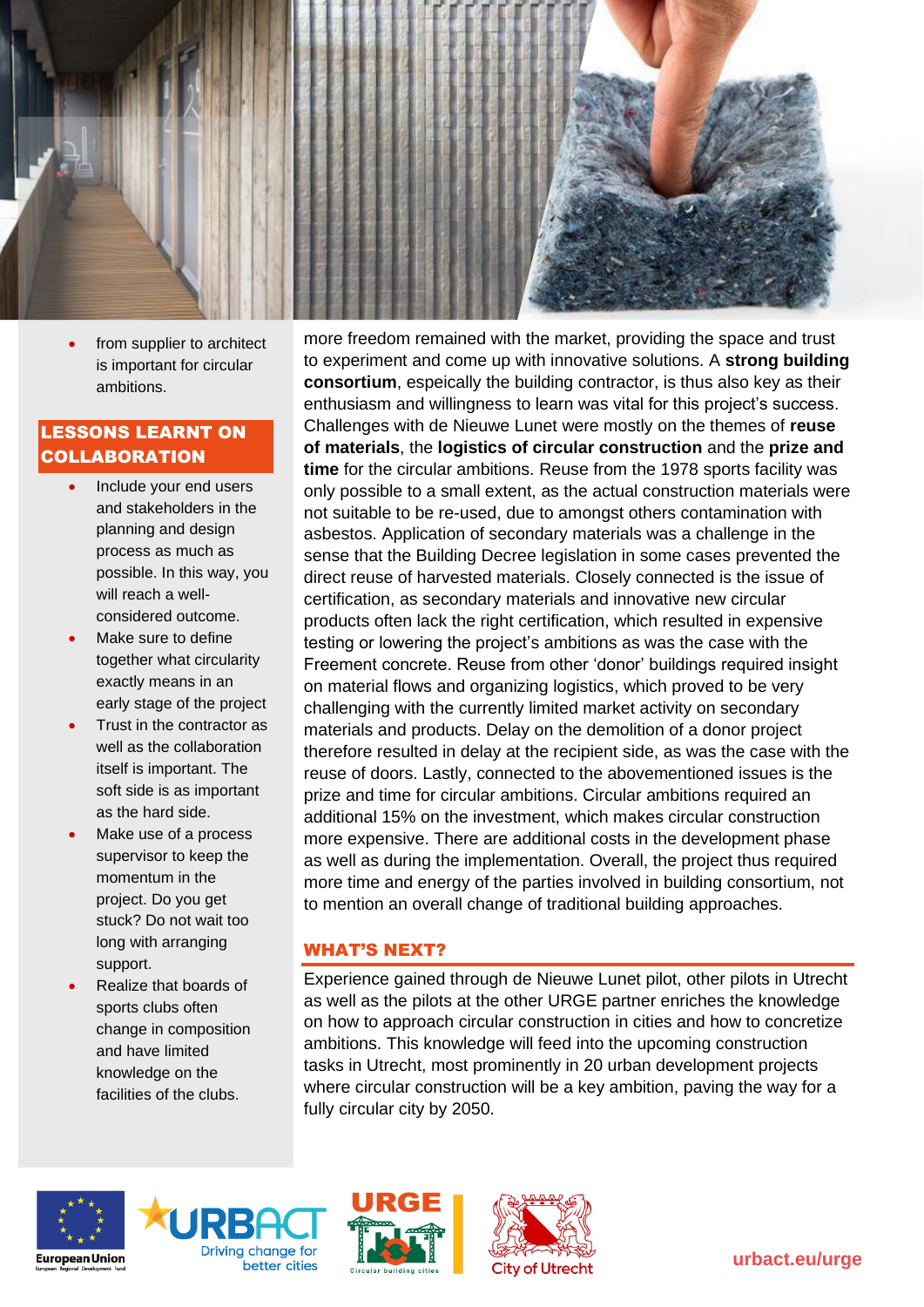- from supplier to architect is important for circular ambitions.

## LESSONS LEARNT ON COLLABORATION

- Include your end users and stakeholders in the planning and design process as much as possible. In this way, you will reach a well-considered outcome.
- Make sure to define together what circularity exactly means in an early stage of the project
- Trust in the contractor as well as the collaboration itself is important. The soft side is as important as the hard side.
- Make use of a process supervisor to keep the momentum in the project. Do you get stuck? Do not wait too long with arranging support.
- Realize that boards of sports clubs often change in composition and have limited knowledge on the facilities of the clubs.

more freedom remained with the market, providing the space and trust to experiment and come up with innovative solutions. A **strong building consortium**, espeically the building contractor, is thus also key as their enthusiasm and willingness to learn was vital for this project's success. Challenges with de Nieuwe Lunet were mostly on the themes of **reuse of materials**, the **logistics of circular construction** and the **prize and time** for the circular ambitions. Reuse from the 1978 sports facility was only possible to a small extent, as the actual construction materials were not suitable to be re-used, due to amongst others contamination with asbestos. Application of secondary materials was a challenge in the sense that the Building Decree legislation in some cases prevented the direct reuse of harvested materials. Closely connected is the issue of certification, as secondary materials and innovative new circular products often lack the right certification, which resulted in expensive testing or lowering the project's ambitions as was the case with the Freement concrete. Reuse from other 'donor' buildings required insight on material flows and organizing logistics, which proved to be very challenging with the currently limited market activity on secondary materials and products. Delay on the demolition of a donor project therefore resulted in delay at the recipient side, as was the case with the reuse of doors. Lastly, connected to the abovementioned issues is the prize and time for circular ambitions. Circular ambitions required an additional 15% on the investment, which makes circular construction more expensive. There are additional costs in the development phase as well as during the implementation. Overall, the project thus required more time and energy of the parties involved in building consortium, not to mention an overall change of traditional building approaches.

## WHAT'S NEXT?

Experience gained through de Nieuwe Lunet pilot, other pilots in Utrecht as well as the pilots at the other URGE partner enriches the knowledge on how to approach circular construction in cities and how to concretize ambitions. This knowledge will feed into the upcoming construction tasks in Utrecht, most prominently in 20 urban development projects where circular construction will be a key ambition, paving the way for a fully circular city by 2050.

urbact.eu/urge